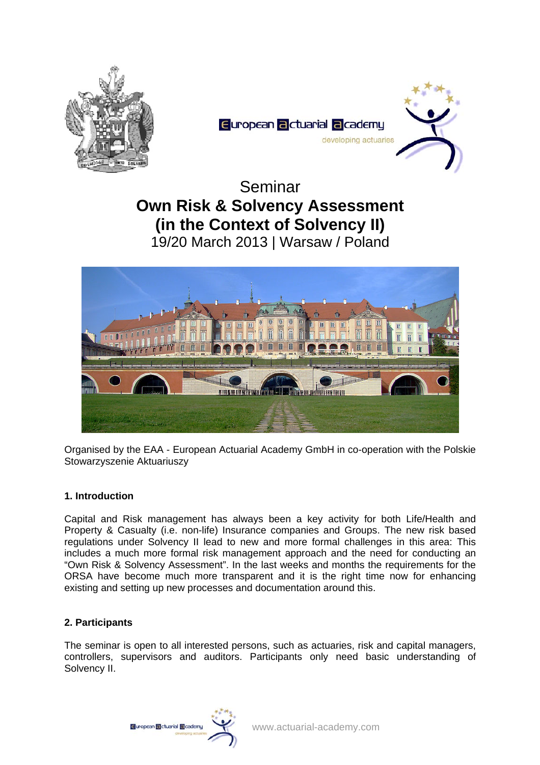# Seminar
# Own Risk & Solvency Assessment (in the Context of Solvency II)

19/20 March 2013 | Warsaw / Poland

Organised by the EAA - European Actuarial Academy GmbH in co-operation with the Polskie Stowarzyszenie Aktuariuszy

## 1. Introduction

Capital and Risk management has always been a key activity for both Life/Health and Property & Casualty (i.e. non-life) Insurance companies and Groups. The new risk based regulations under Solvency II lead to new and more formal challenges in this area: This includes a much more formal risk management approach and the need for conducting an "Own Risk & Solvency Assessment". In the last weeks and months the requirements for the ORSA have become much more transparent and it is the right time now for enhancing existing and setting up new processes and documentation around this.

## 2. Participants

The seminar is open to all interested persons, such as actuaries, risk and capital managers, controllers, supervisors and auditors. Participants only need basic understanding of Solvency II.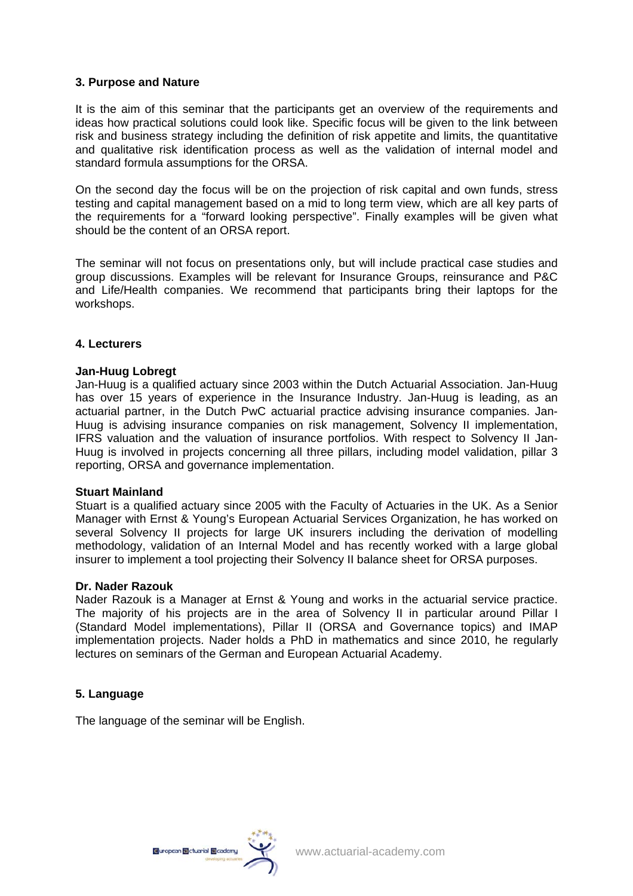## 3. Purpose and Nature

It is the aim of this seminar that the participants get an overview of the requirements and ideas how practical solutions could look like. Specific focus will be given to the link between risk and business strategy including the definition of risk appetite and limits, the quantitative and qualitative risk identification process as well as the validation of internal model and standard formula assumptions for the ORSA.

On the second day the focus will be on the projection of risk capital and own funds, stress testing and capital management based on a mid to long term view, which are all key parts of the requirements for a "forward looking perspective". Finally examples will be given what should be the content of an ORSA report.

The seminar will not focus on presentations only, but will include practical case studies and group discussions. Examples will be relevant for Insurance Groups, reinsurance and P&C and Life/Health companies. We recommend that participants bring their laptops for the workshops.

## 4. Lecturers

**Jan-Huug Lobregt**
Jan-Huug is a qualified actuary since 2003 within the Dutch Actuarial Association. Jan-Huug has over 15 years of experience in the Insurance Industry. Jan-Huug is leading, as an actuarial partner, in the Dutch PwC actuarial practice advising insurance companies. Jan-Huug is advising insurance companies on risk management, Solvency II implementation, IFRS valuation and the valuation of insurance portfolios. With respect to Solvency II Jan-Huug is involved in projects concerning all three pillars, including model validation, pillar 3 reporting, ORSA and governance implementation.

**Stuart Mainland**
Stuart is a qualified actuary since 2005 with the Faculty of Actuaries in the UK. As a Senior Manager with Ernst & Young's European Actuarial Services Organization, he has worked on several Solvency II projects for large UK insurers including the derivation of modelling methodology, validation of an Internal Model and has recently worked with a large global insurer to implement a tool projecting their Solvency II balance sheet for ORSA purposes.

**Dr. Nader Razouk**
Nader Razouk is a Manager at Ernst & Young and works in the actuarial service practice. The majority of his projects are in the area of Solvency II in particular around Pillar I (Standard Model implementations), Pillar II (ORSA and Governance topics) and IMAP implementation projects. Nader holds a PhD in mathematics and since 2010, he regularly lectures on seminars of the German and European Actuarial Academy.

## 5. Language

The language of the seminar will be English.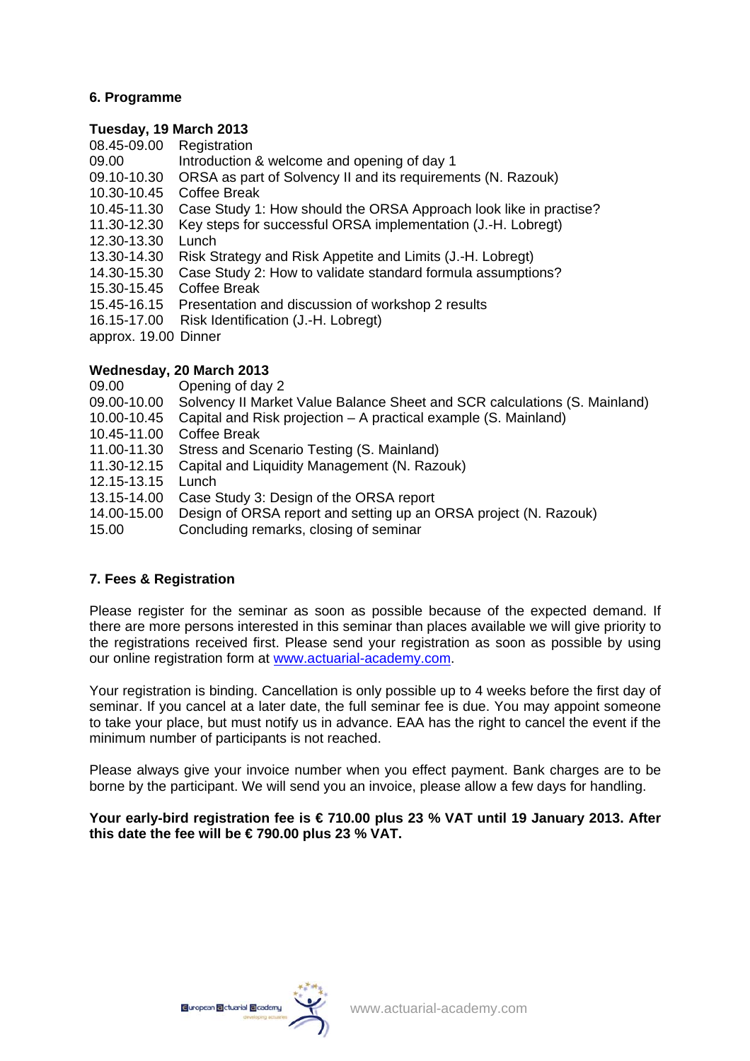## 6. Programme

**Tuesday, 19 March 2013**

| | |
|---|---|
| 08.45-09.00 | Registration |
| 09.00 | Introduction & welcome and opening of day 1 |
| 09.10-10.30 | ORSA as part of Solvency II and its requirements (N. Razouk) |
| 10.30-10.45 | Coffee Break |
| 10.45-11.30 | Case Study 1: How should the ORSA Approach look like in practise? |
| 11.30-12.30 | Key steps for successful ORSA implementation (J.-H. Lobregt) |
| 12.30-13.30 | Lunch |
| 13.30-14.30 | Risk Strategy and Risk Appetite and Limits (J.-H. Lobregt) |
| 14.30-15.30 | Case Study 2: How to validate standard formula assumptions? |
| 15.30-15.45 | Coffee Break |
| 15.45-16.15 | Presentation and discussion of workshop 2 results |
| 16.15-17.00 | Risk Identification (J.-H. Lobregt) |
| approx. 19.00 | Dinner |

**Wednesday, 20 March 2013**

| | |
|---|---|
| 09.00 | Opening of day 2 |
| 09.00-10.00 | Solvency II Market Value Balance Sheet and SCR calculations (S. Mainland) |
| 10.00-10.45 | Capital and Risk projection – A practical example (S. Mainland) |
| 10.45-11.00 | Coffee Break |
| 11.00-11.30 | Stress and Scenario Testing (S. Mainland) |
| 11.30-12.15 | Capital and Liquidity Management (N. Razouk) |
| 12.15-13.15 | Lunch |
| 13.15-14.00 | Case Study 3: Design of the ORSA report |
| 14.00-15.00 | Design of ORSA report and setting up an ORSA project (N. Razouk) |
| 15.00 | Concluding remarks, closing of seminar |

## 7. Fees & Registration

Please register for the seminar as soon as possible because of the expected demand. If there are more persons interested in this seminar than places available we will give priority to the registrations received first. Please send your registration as soon as possible by using our online registration form at www.actuarial-academy.com.

Your registration is binding. Cancellation is only possible up to 4 weeks before the first day of seminar. If you cancel at a later date, the full seminar fee is due. You may appoint someone to take your place, but must notify us in advance. EAA has the right to cancel the event if the minimum number of participants is not reached.

Please always give your invoice number when you effect payment. Bank charges are to be borne by the participant. We will send you an invoice, please allow a few days for handling.

**Your early-bird registration fee is € 710.00 plus 23 % VAT until 19 January 2013. After this date the fee will be € 790.00 plus 23 % VAT.**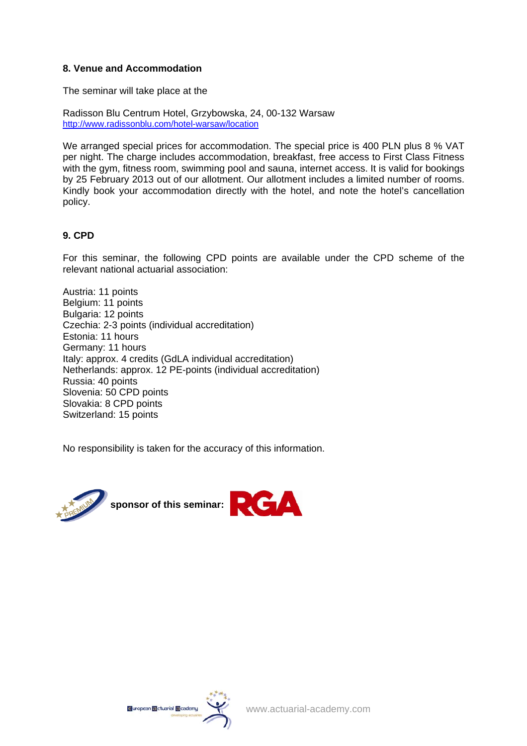## 8. Venue and Accommodation

The seminar will take place at the

Radisson Blu Centrum Hotel, Grzybowska, 24, 00-132 Warsaw
http://www.radissonblu.com/hotel-warsaw/location

We arranged special prices for accommodation. The special price is 400 PLN plus 8 % VAT per night. The charge includes accommodation, breakfast, free access to First Class Fitness with the gym, fitness room, swimming pool and sauna, internet access. It is valid for bookings by 25 February 2013 out of our allotment. Our allotment includes a limited number of rooms. Kindly book your accommodation directly with the hotel, and note the hotel's cancellation policy.

## 9. CPD

For this seminar, the following CPD points are available under the CPD scheme of the relevant national actuarial association:

Austria: 11 points
Belgium: 11 points
Bulgaria: 12 points
Czechia: 2-3 points (individual accreditation)
Estonia: 11 hours
Germany: 11 hours
Italy: approx. 4 credits (GdLA individual accreditation)
Netherlands: approx. 12 PE-points (individual accreditation)
Russia: 40 points
Slovenia: 50 CPD points
Slovakia: 8 CPD points
Switzerland: 15 points

No responsibility is taken for the accuracy of this information.

PREMIUM **sponsor of this seminar:** RGA

European Actuarial Academy – developing actuaries
www.actuarial-academy.com